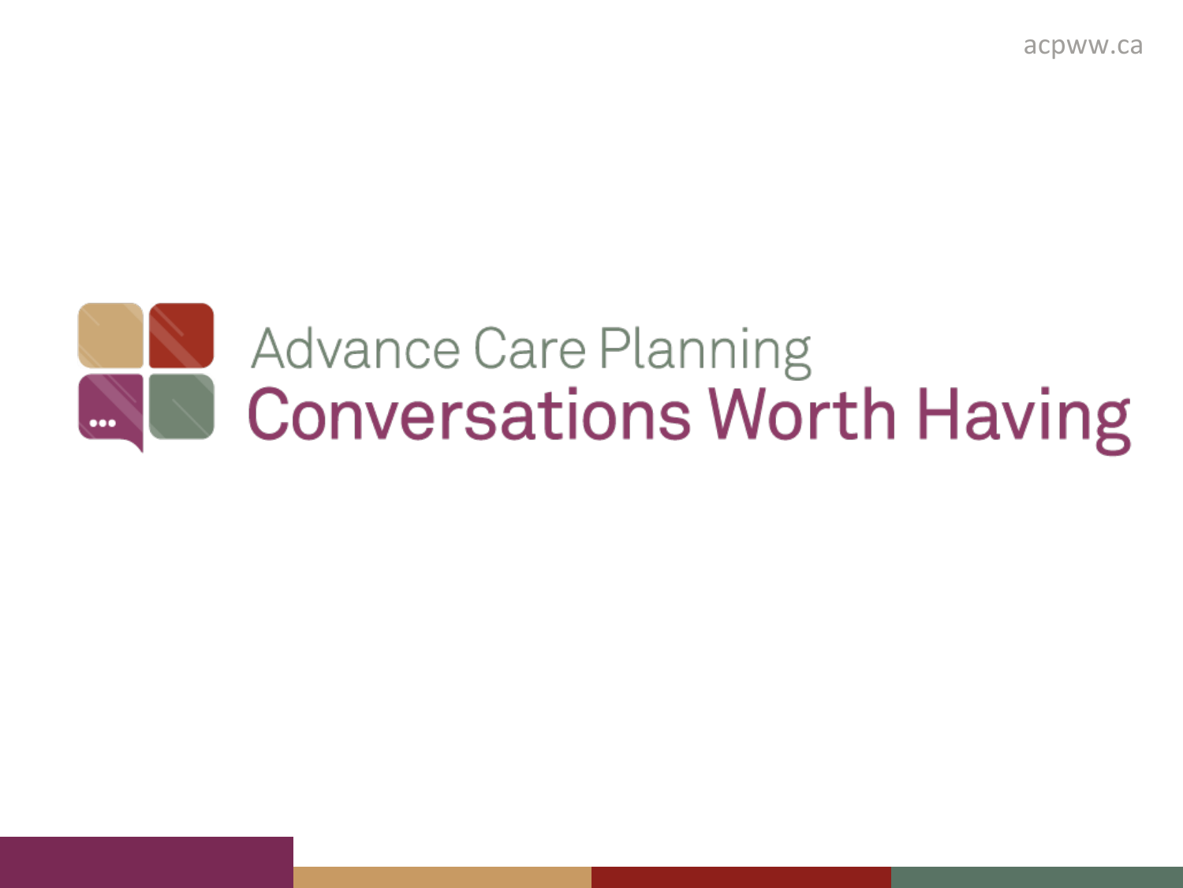acpww.ca

# Advance Care Planning

# Conversations Worth Having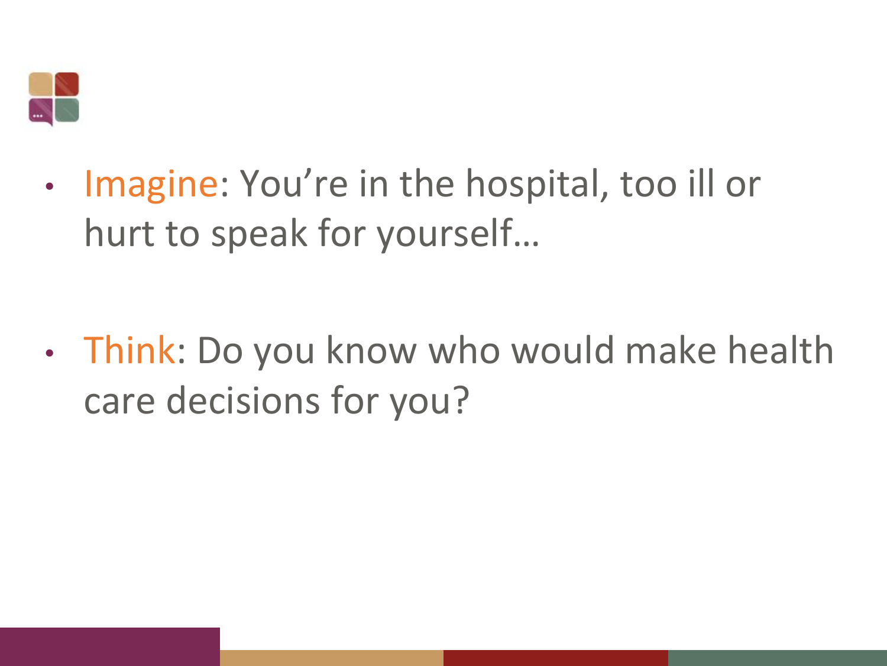- Imagine: You're in the hospital, too ill or hurt to speak for yourself…

- Think: Do you know who would make health care decisions for you?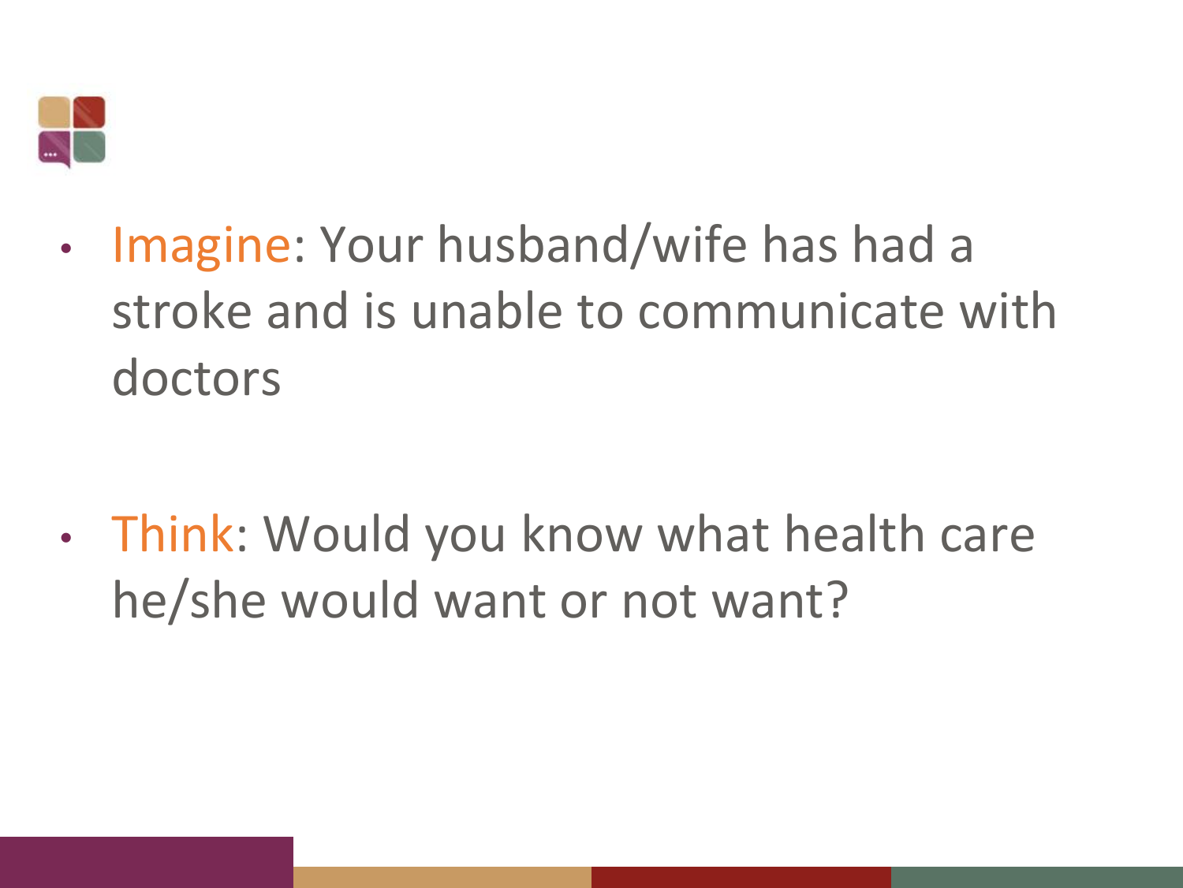- Imagine: Your husband/wife has had a stroke and is unable to communicate with doctors

- Think: Would you know what health care he/she would want or not want?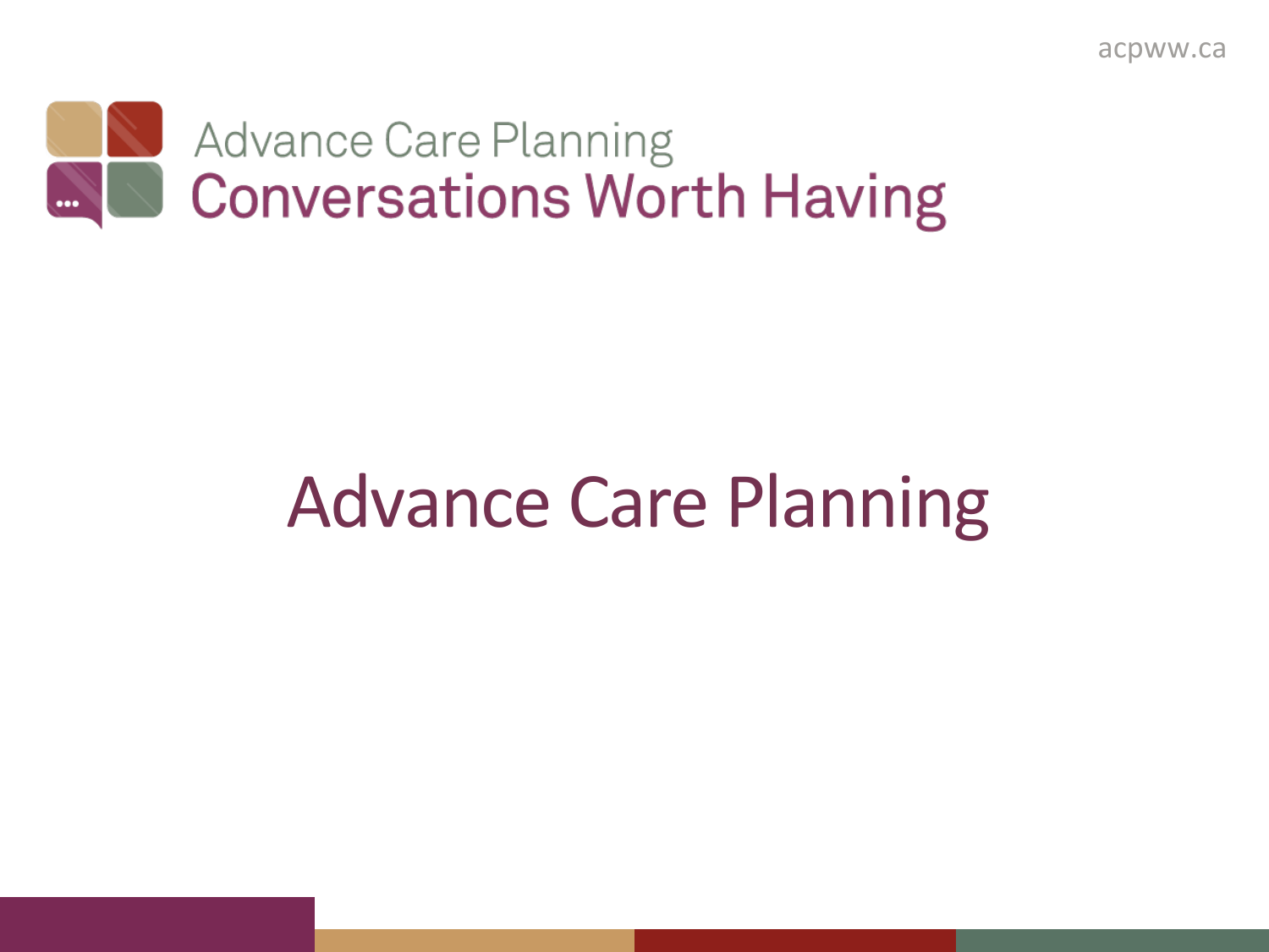# Advance Care Planning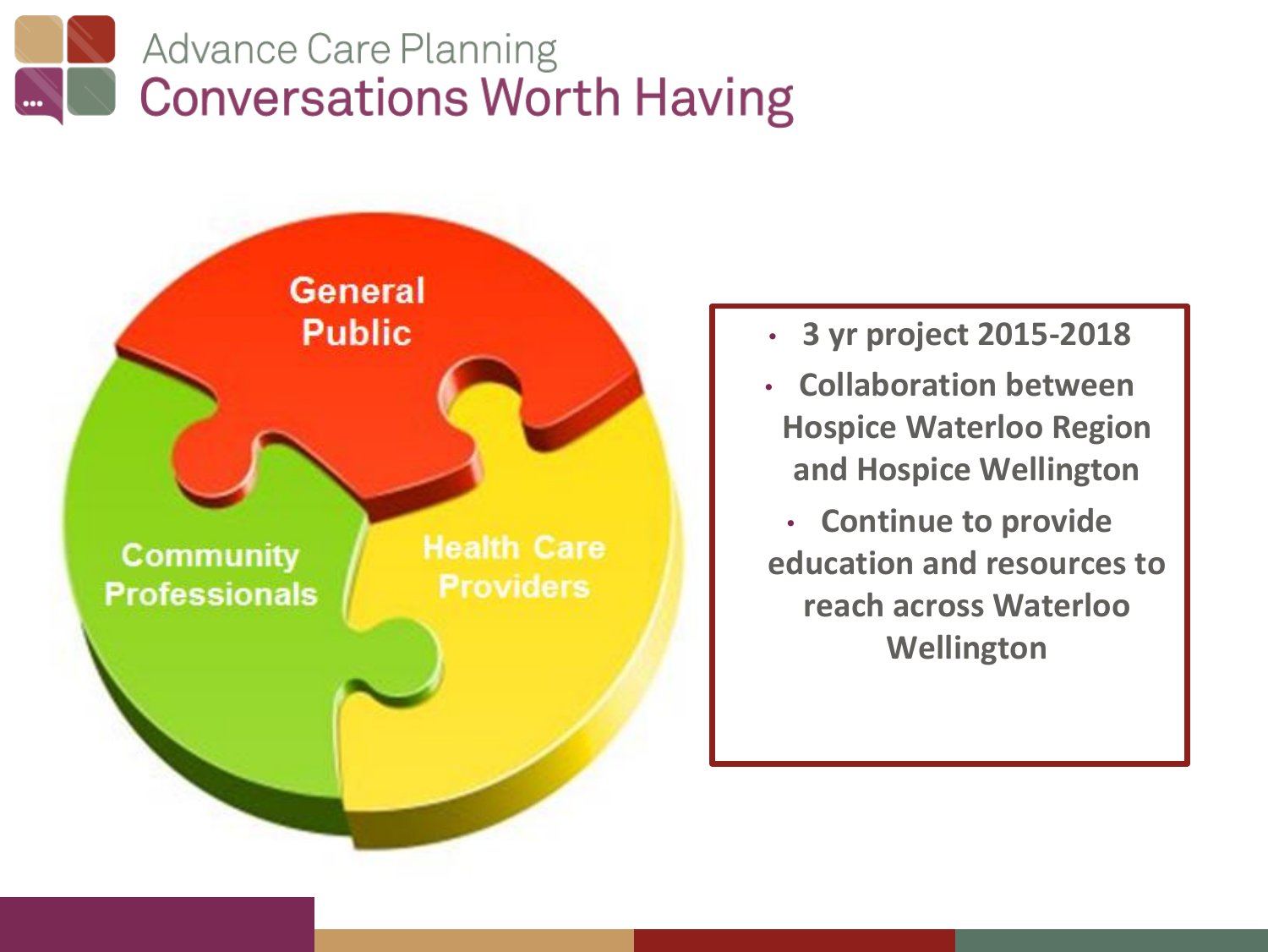# Advance Care Planning
## Conversations Worth Having

General Public

Community Professionals

Health Care Providers

- 3 yr project 2015-2018
- Collaboration between Hospice Waterloo Region and Hospice Wellington
- Continue to provide education and resources to reach across Waterloo Wellington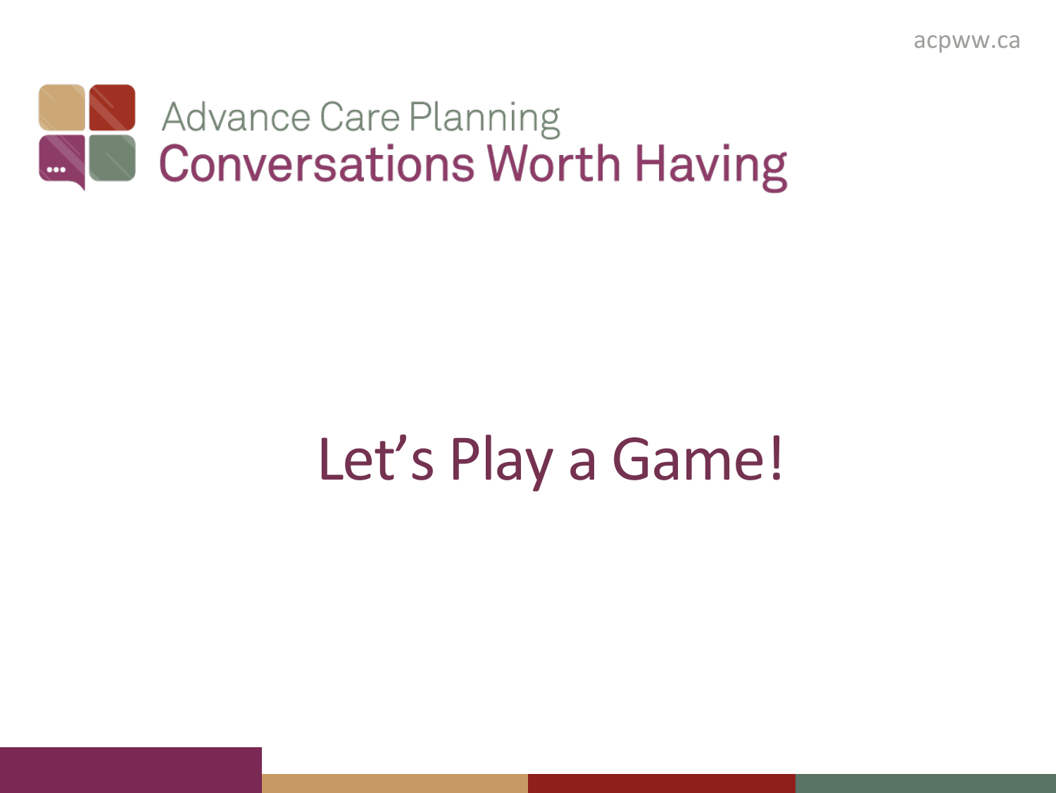# Let's Play a Game!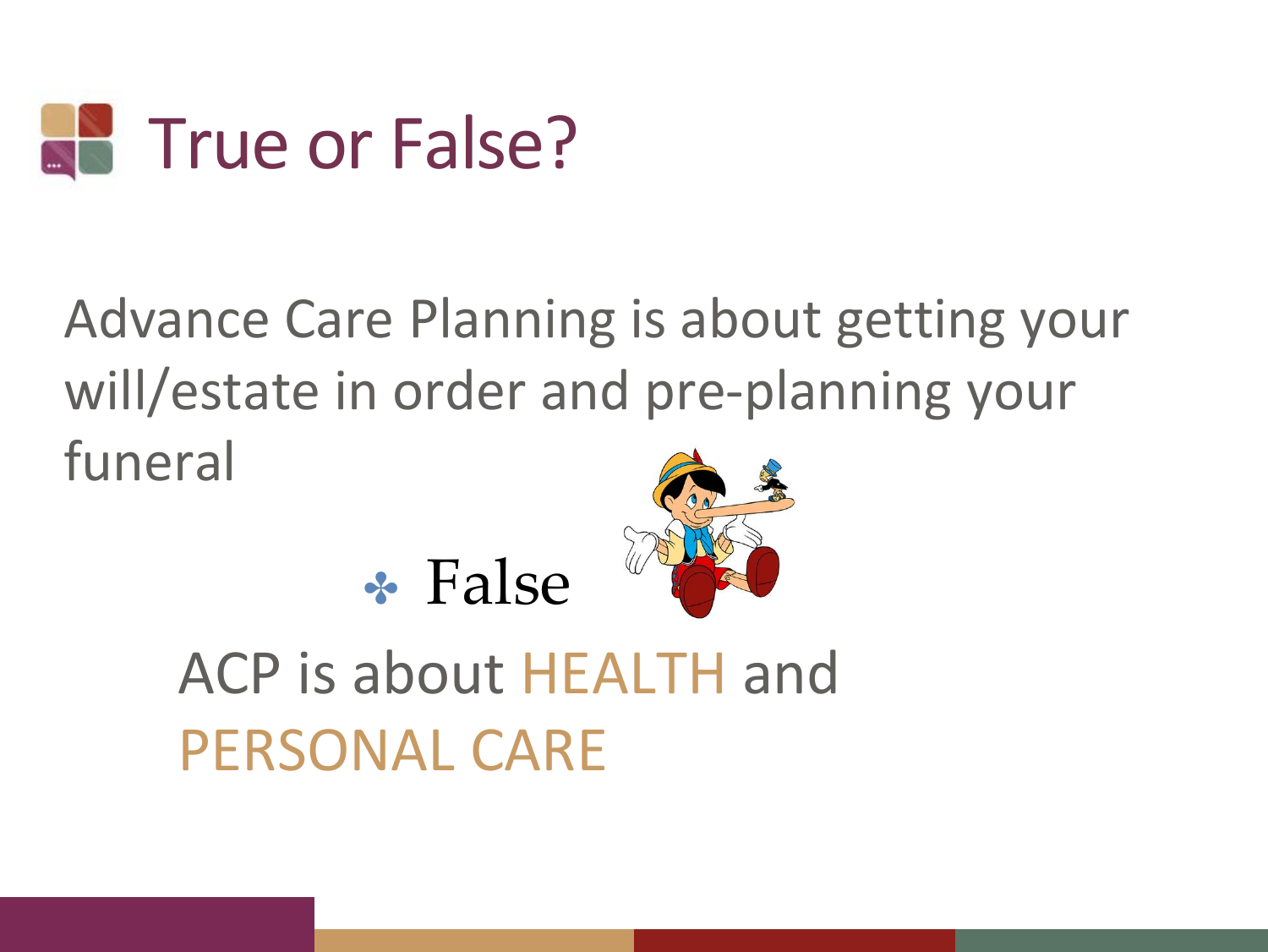# True or False?

Advance Care Planning is about getting your will/estate in order and pre-planning your funeral

- False

ACP is about HEALTH and PERSONAL CARE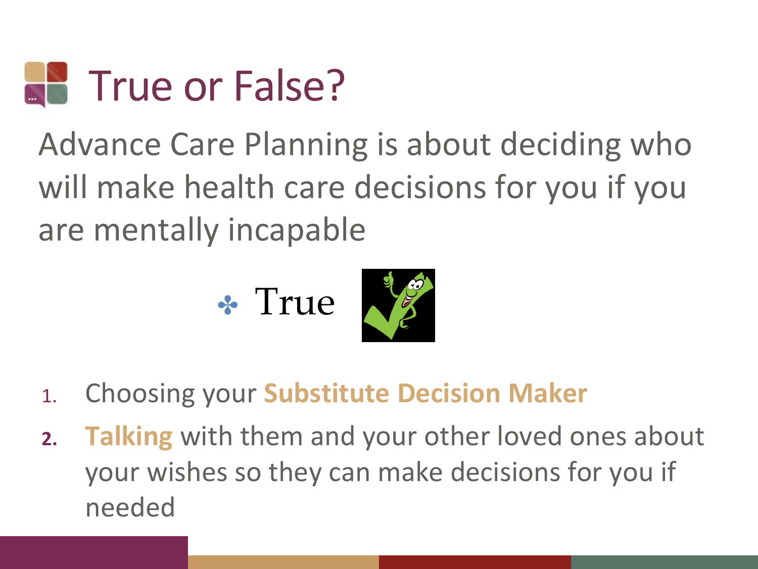# True or False?

Advance Care Planning is about deciding who will make health care decisions for you if you are mentally incapable

- True

1. Choosing your **Substitute Decision Maker**
2. **Talking** with them and your other loved ones about your wishes so they can make decisions for you if needed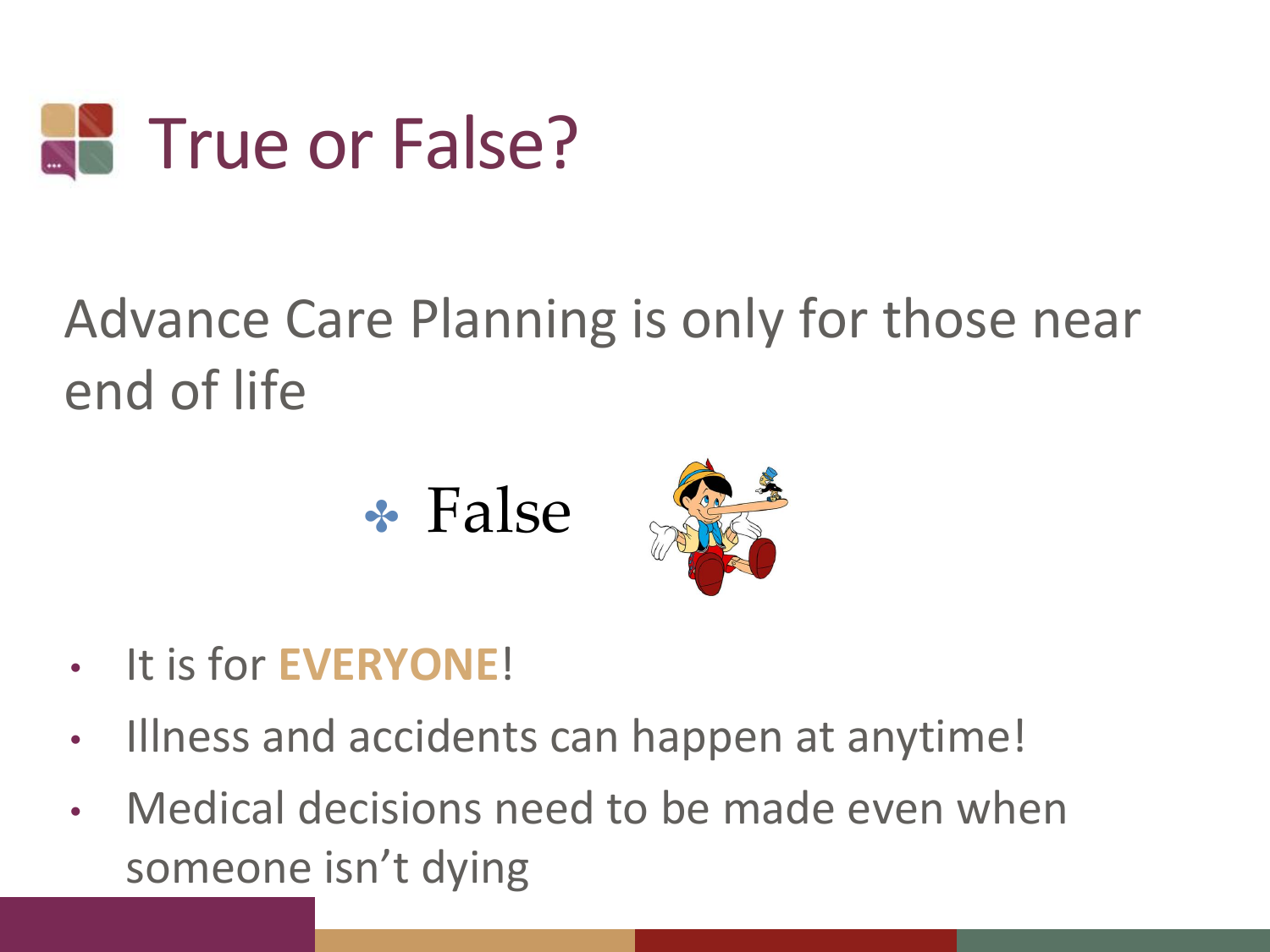# True or False?

Advance Care Planning is only for those near end of life

- False

- It is for **EVERYONE**!
- Illness and accidents can happen at anytime!
- Medical decisions need to be made even when someone isn't dying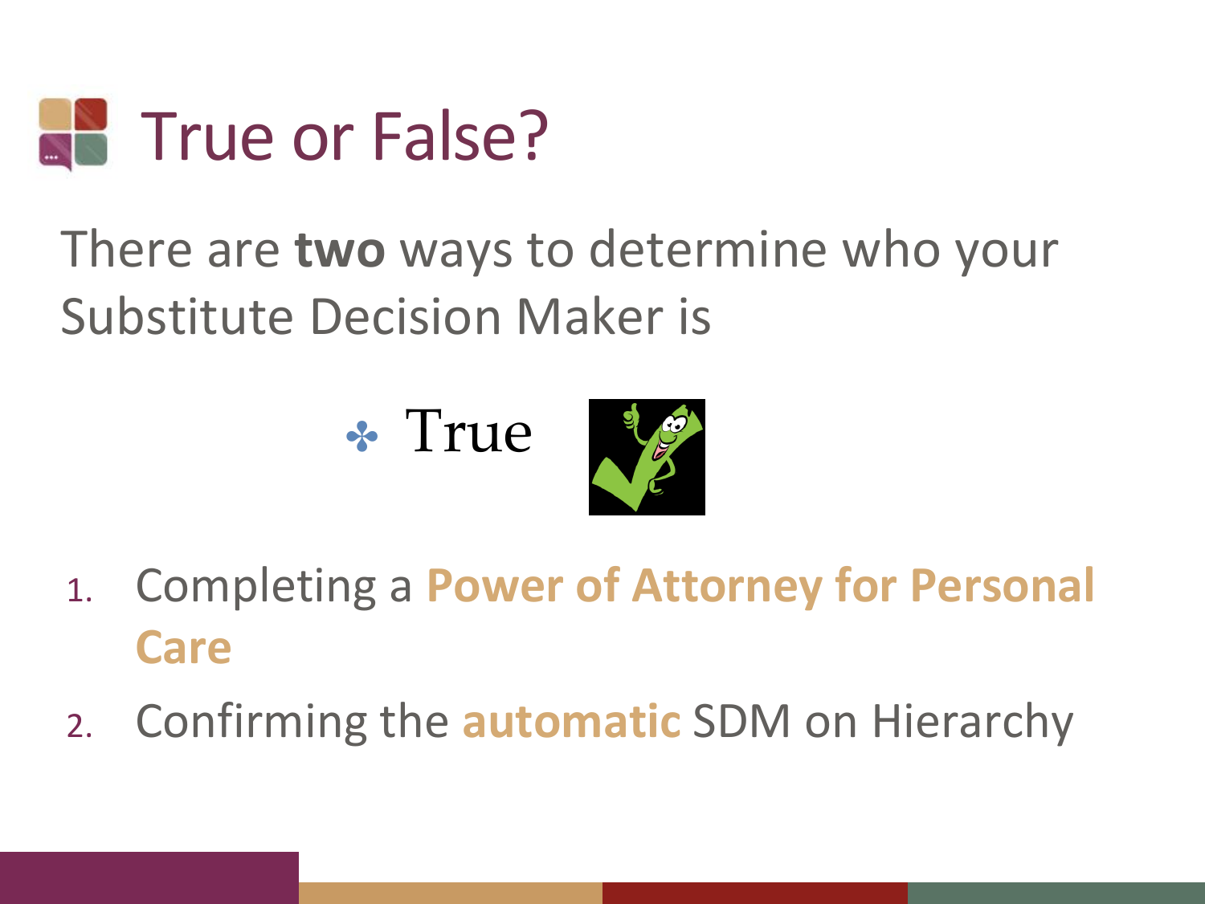# True or False?

There are **two** ways to determine who your Substitute Decision Maker is

- True

1. Completing a **Power of Attorney for Personal Care**
2. Confirming the **automatic** SDM on Hierarchy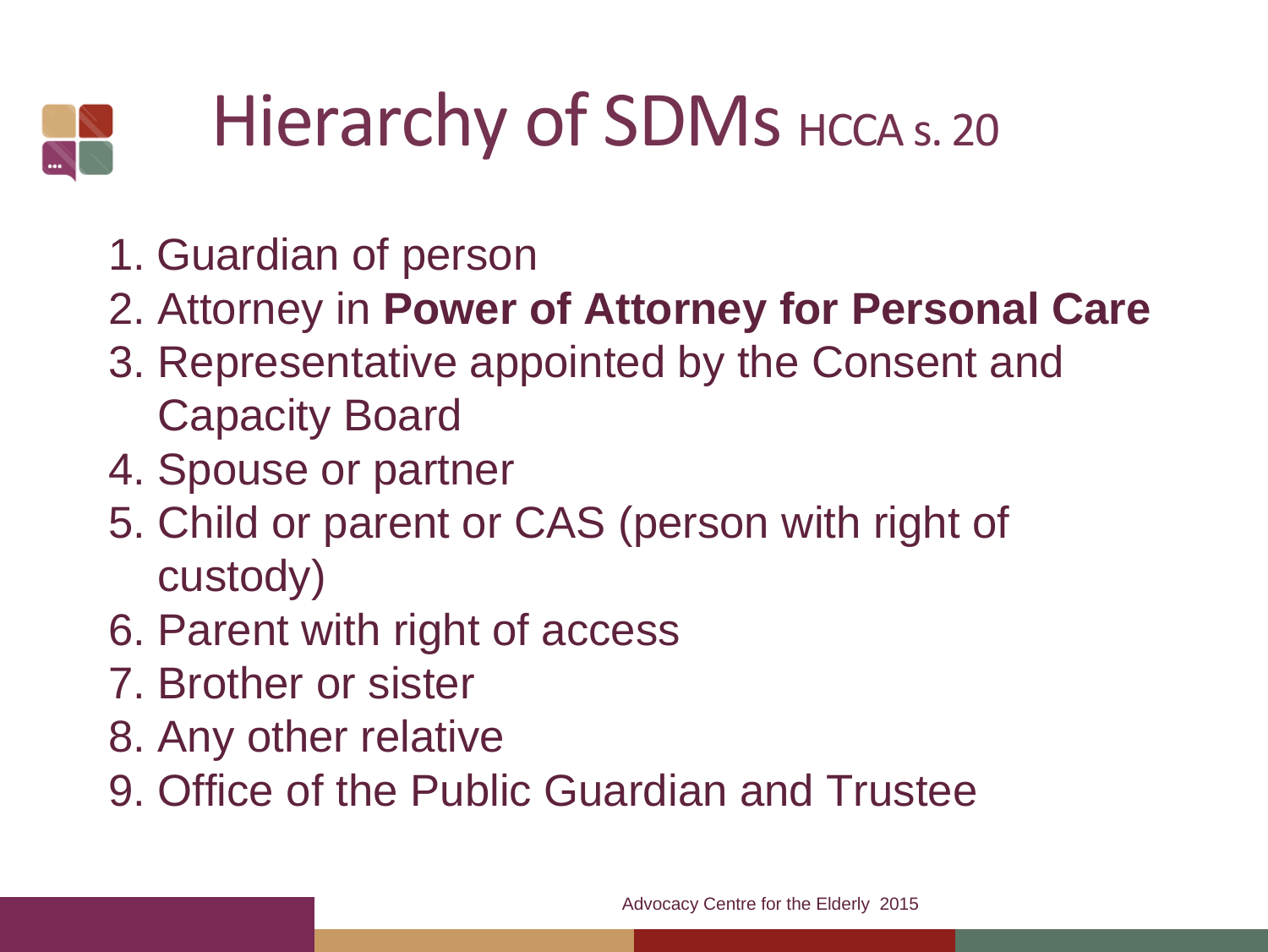# Hierarchy of SDMs HCCA s. 20

1. Guardian of person
2. Attorney in **Power of Attorney for Personal Care**
3. Representative appointed by the Consent and Capacity Board
4. Spouse or partner
5. Child or parent or CAS (person with right of custody)
6. Parent with right of access
7. Brother or sister
8. Any other relative
9. Office of the Public Guardian and Trustee

Advocacy Centre for the Elderly 2015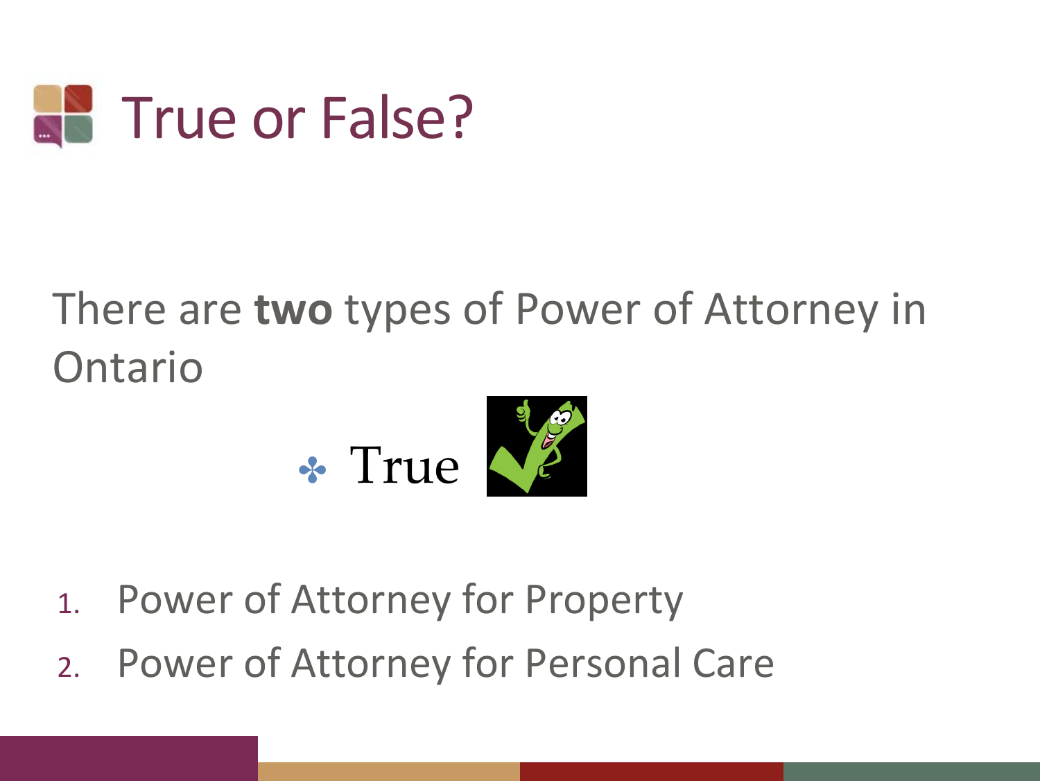# True or False?

There are **two** types of Power of Attorney in Ontario

- True

1. Power of Attorney for Property
2. Power of Attorney for Personal Care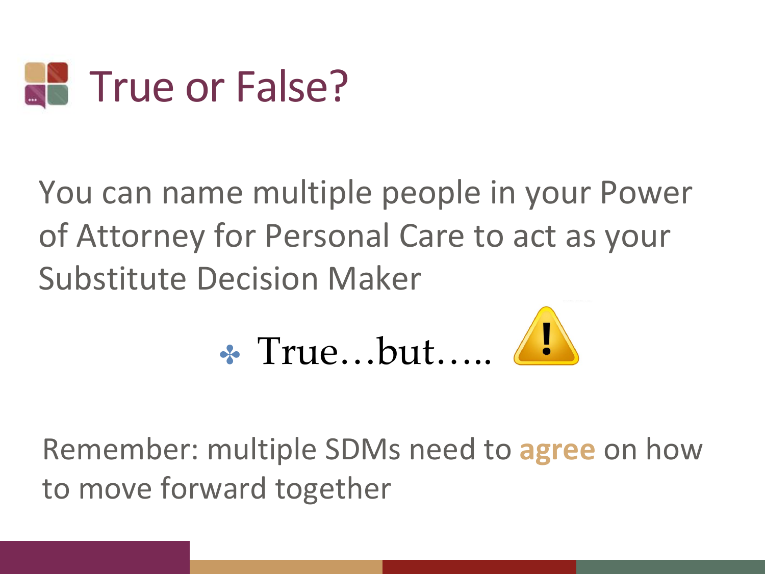# True or False?

You can name multiple people in your Power of Attorney for Personal Care to act as your Substitute Decision Maker

- True…but…..

Remember: multiple SDMs need to **agree** on how to move forward together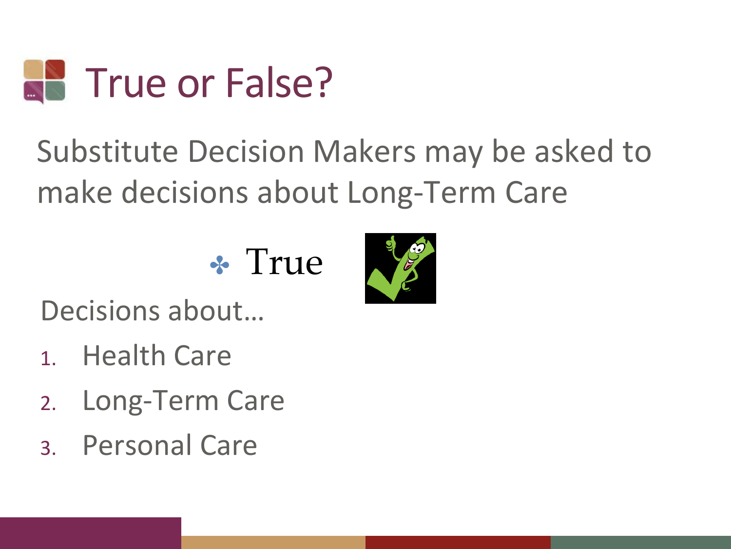# True or False?

Substitute Decision Makers may be asked to make decisions about Long-Term Care

- True

Decisions about…

1. Health Care
2. Long-Term Care
3. Personal Care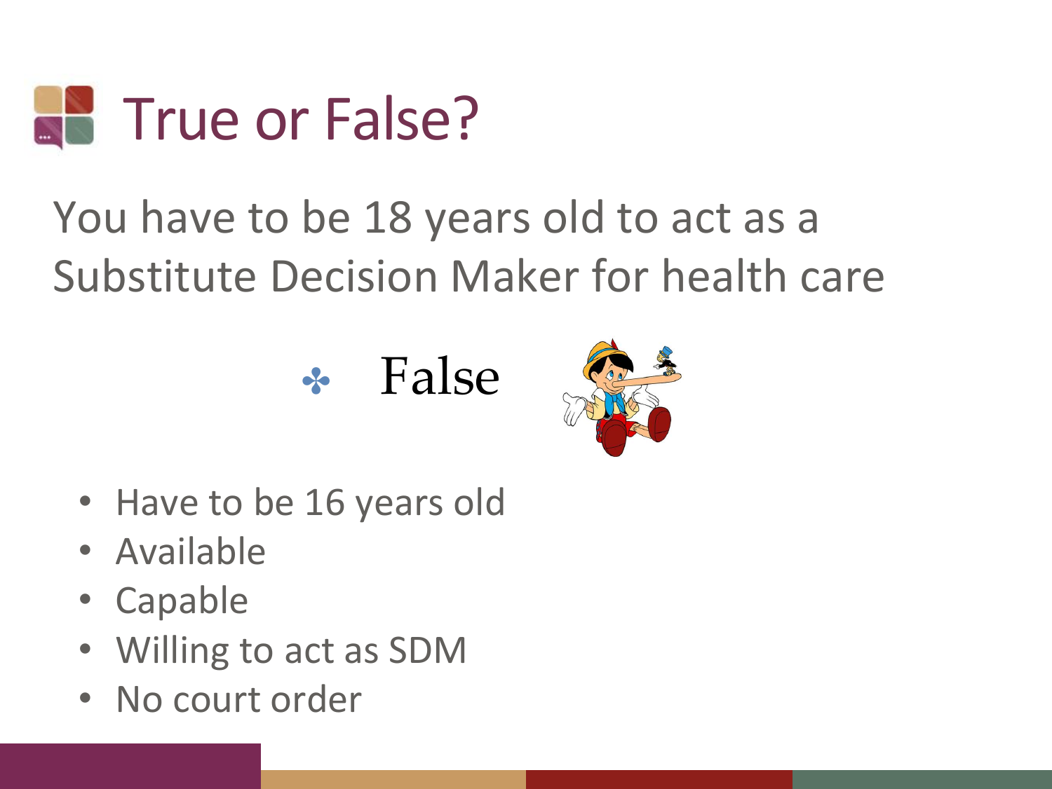# True or False?

You have to be 18 years old to act as a Substitute Decision Maker for health care

- False

- Have to be 16 years old
- Available
- Capable
- Willing to act as SDM
- No court order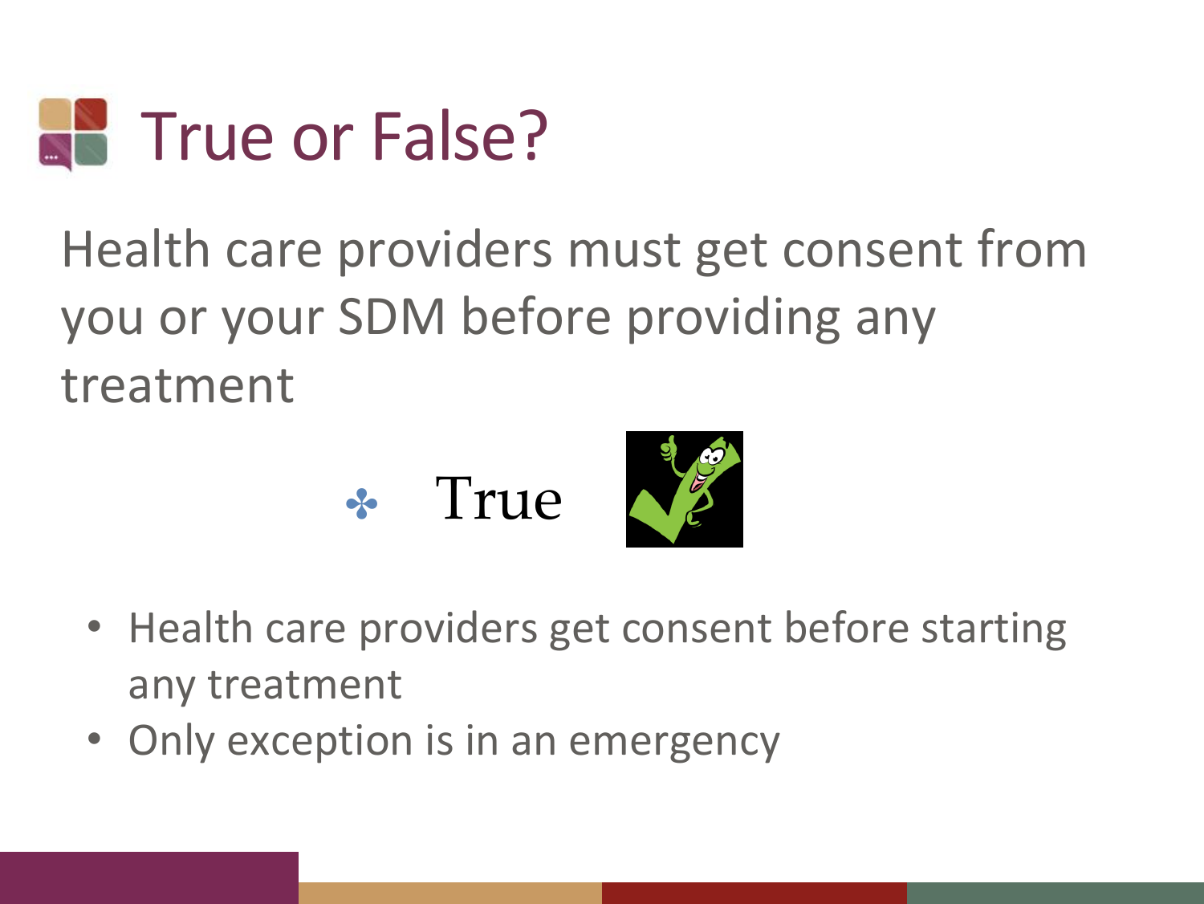# True or False?

Health care providers must get consent from you or your SDM before providing any treatment

- True

- Health care providers get consent before starting any treatment
- Only exception is in an emergency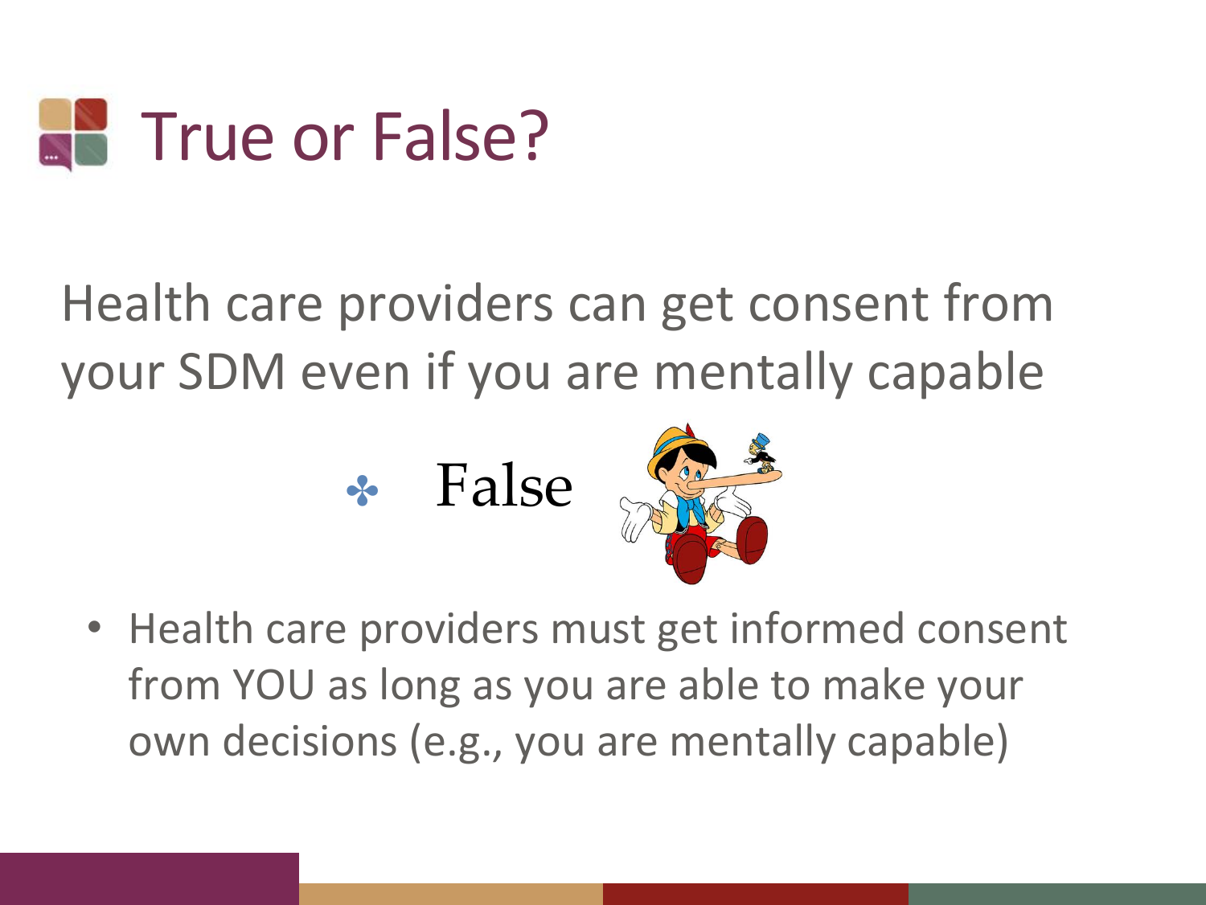# True or False?

Health care providers can get consent from your SDM even if you are mentally capable

- False

- Health care providers must get informed consent from YOU as long as you are able to make your own decisions (e.g., you are mentally capable)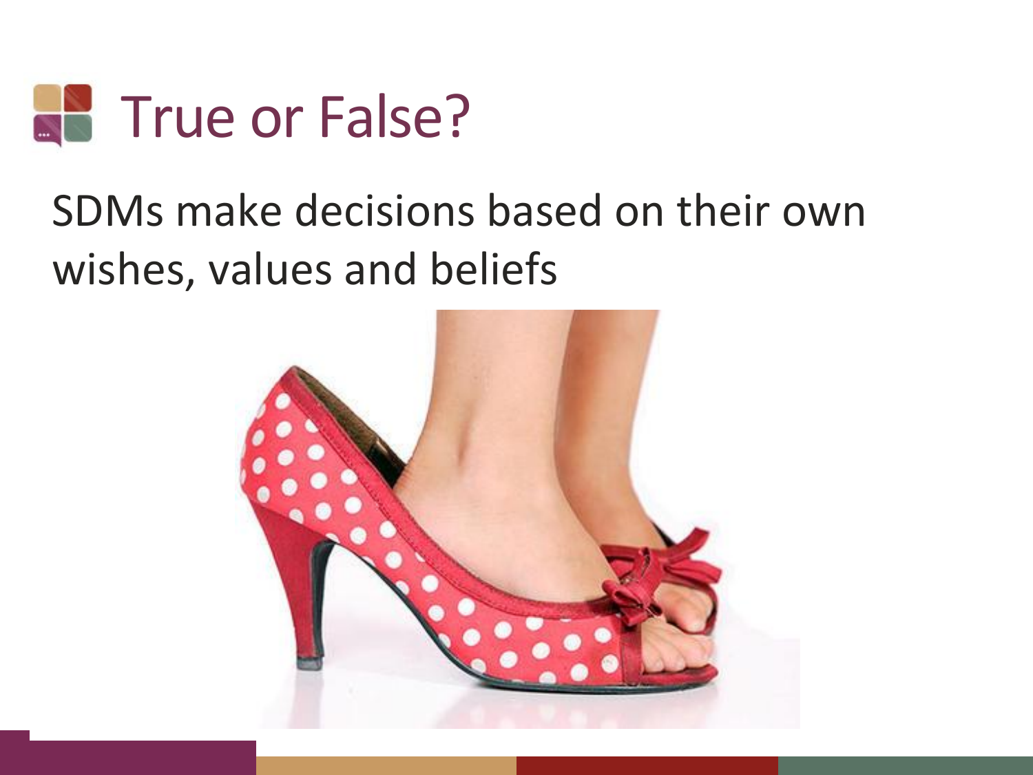# True or False?

SDMs make decisions based on their own wishes, values and beliefs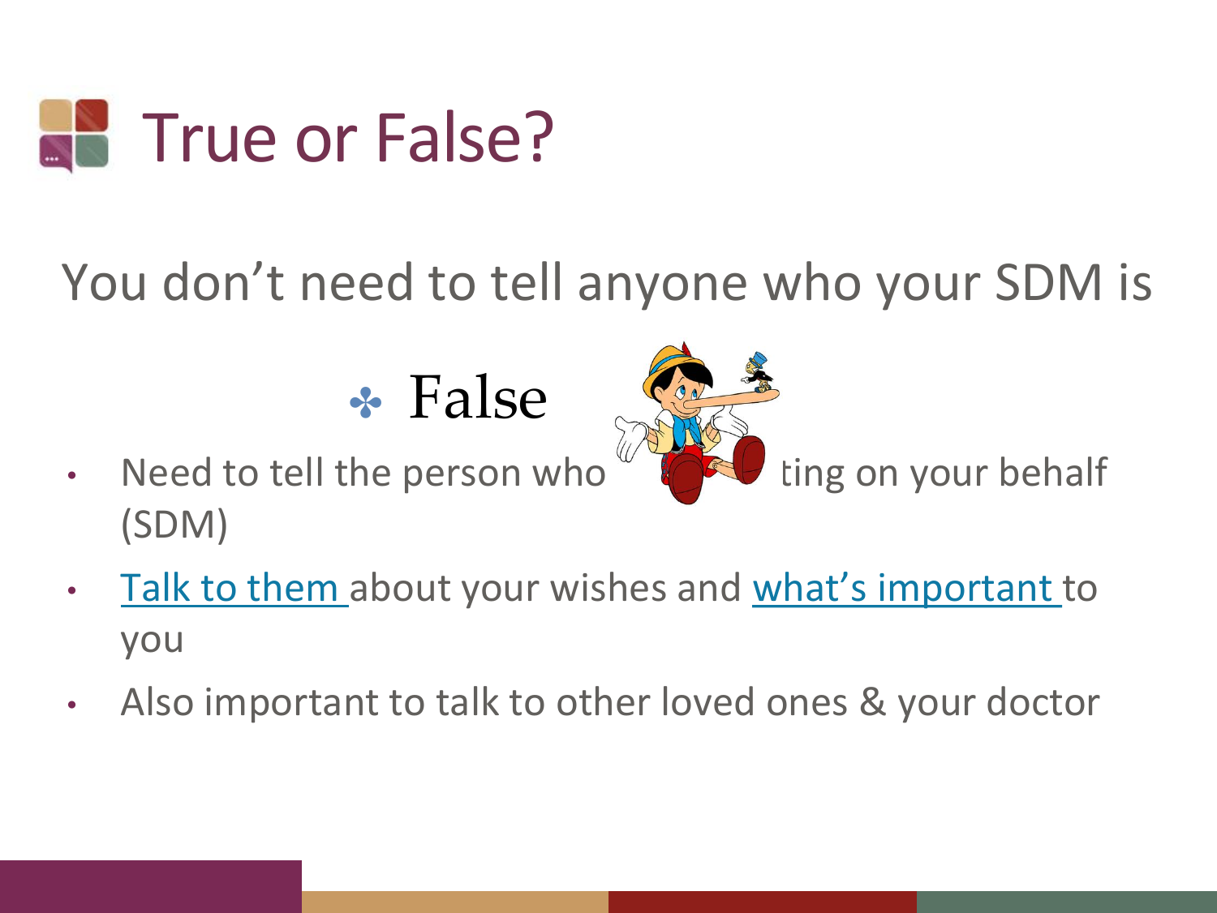# True or False?

## You don't need to tell anyone who your SDM is

- False

- Need to tell the person who ... ting on your behalf (SDM)
- Talk to them about your wishes and what's important to you
- Also important to talk to other loved ones & your doctor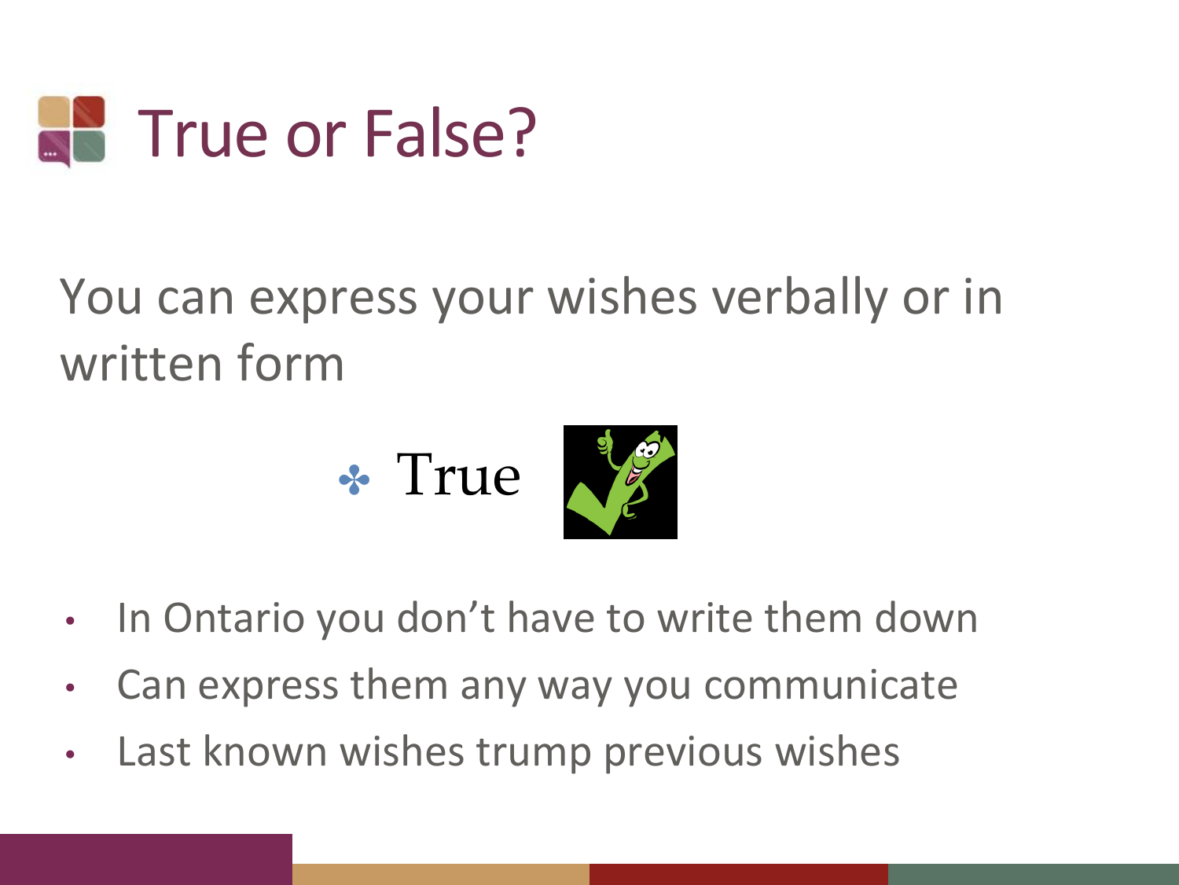# True or False?

You can express your wishes verbally or in written form

- True

- In Ontario you don't have to write them down
- Can express them any way you communicate
- Last known wishes trump previous wishes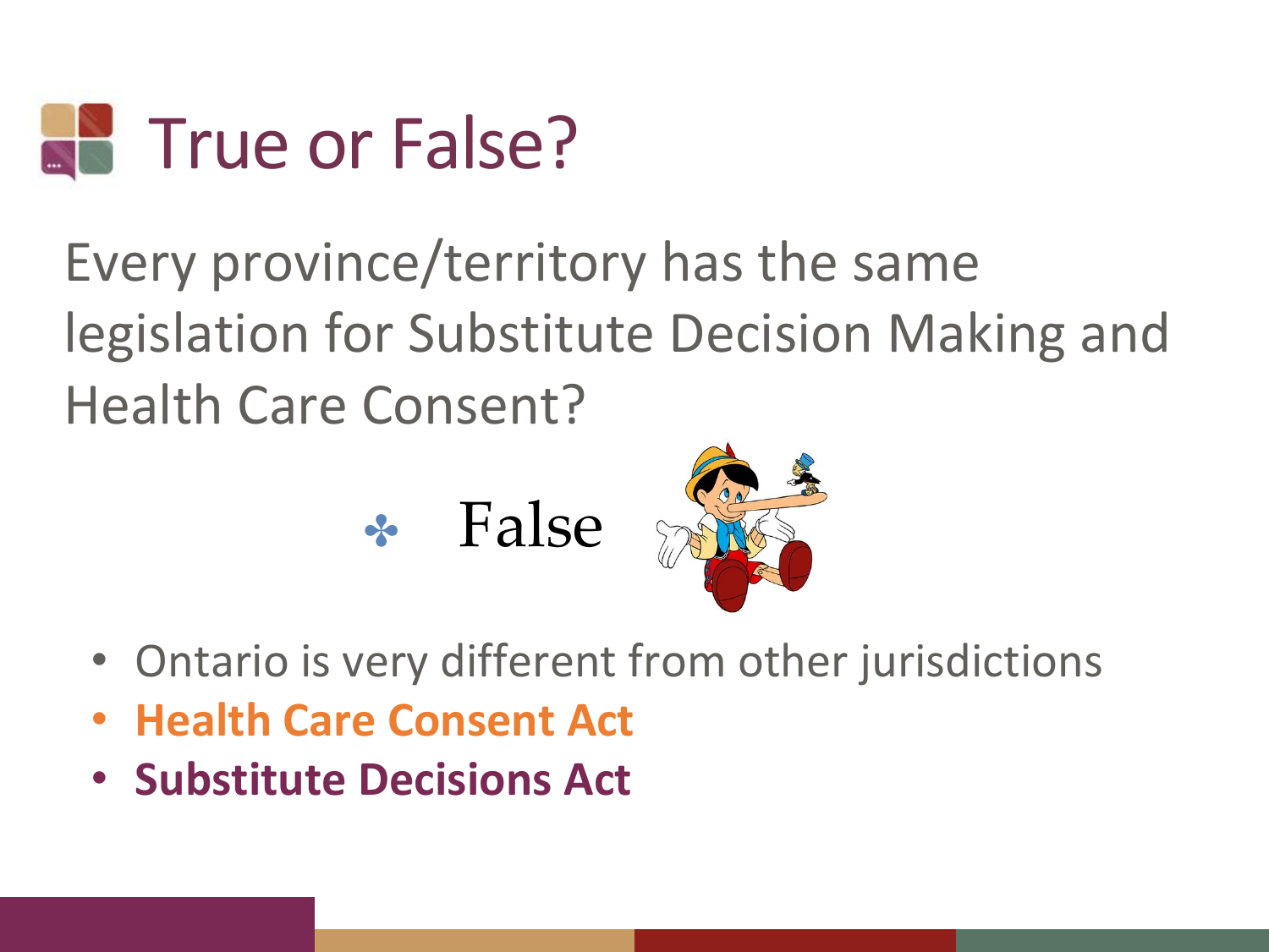# True or False?

Every province/territory has the same legislation for Substitute Decision Making and Health Care Consent?

- False

- Ontario is very different from other jurisdictions
- **Health Care Consent Act**
- **Substitute Decisions Act**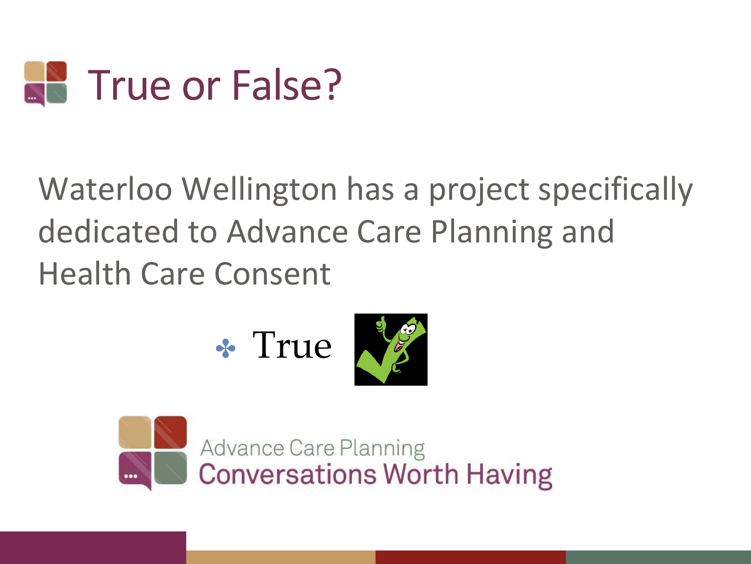# True or False?

Waterloo Wellington has a project specifically dedicated to Advance Care Planning and Health Care Consent

- True

Advance Care Planning
Conversations Worth Having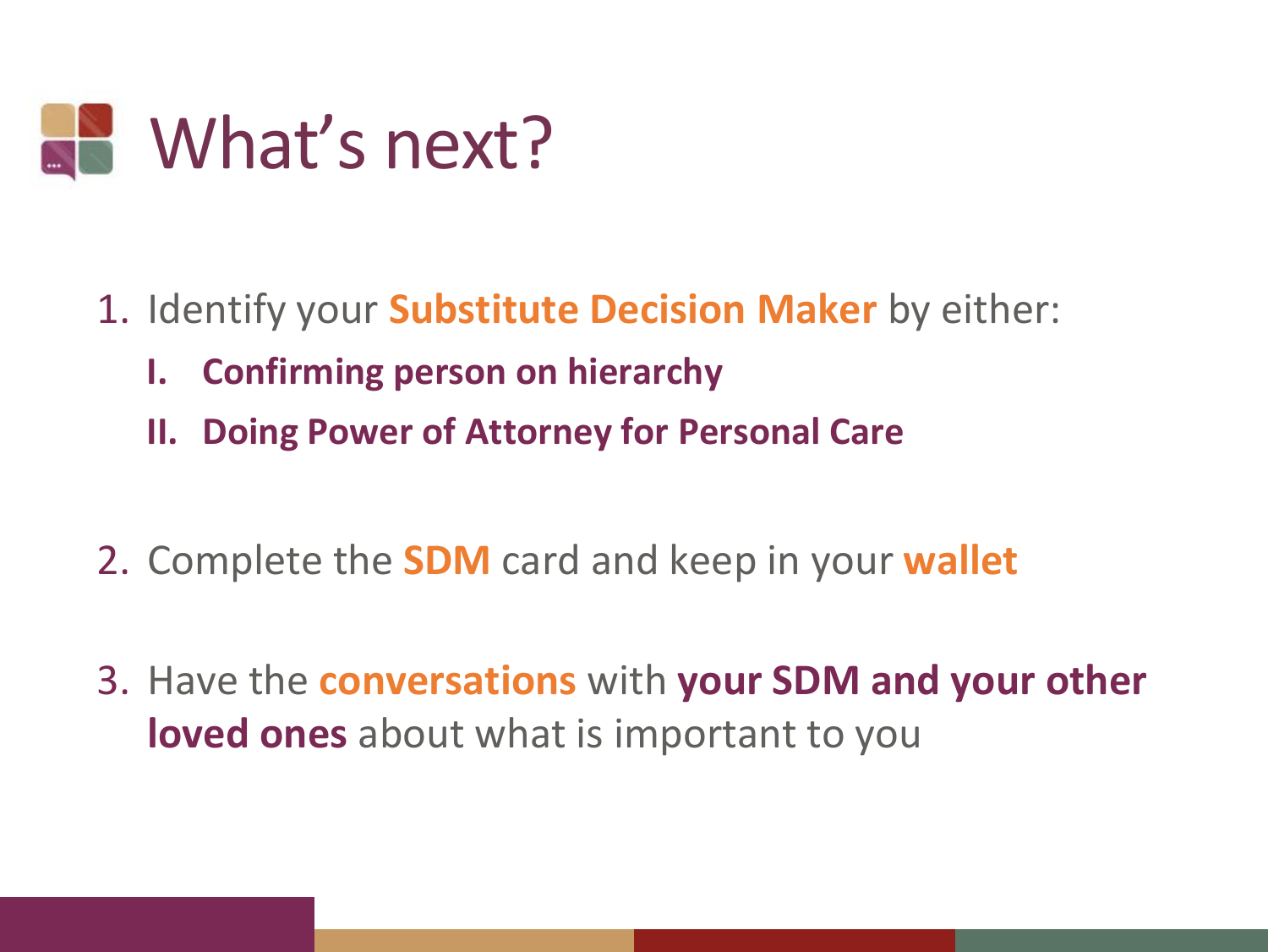# What's next?

1. Identify your **Substitute Decision Maker** by either:
   I. **Confirming person on hierarchy**
   II. **Doing Power of Attorney for Personal Care**

2. Complete the **SDM** card and keep in your **wallet**

3. Have the **conversations** with **your SDM and your other loved ones** about what is important to you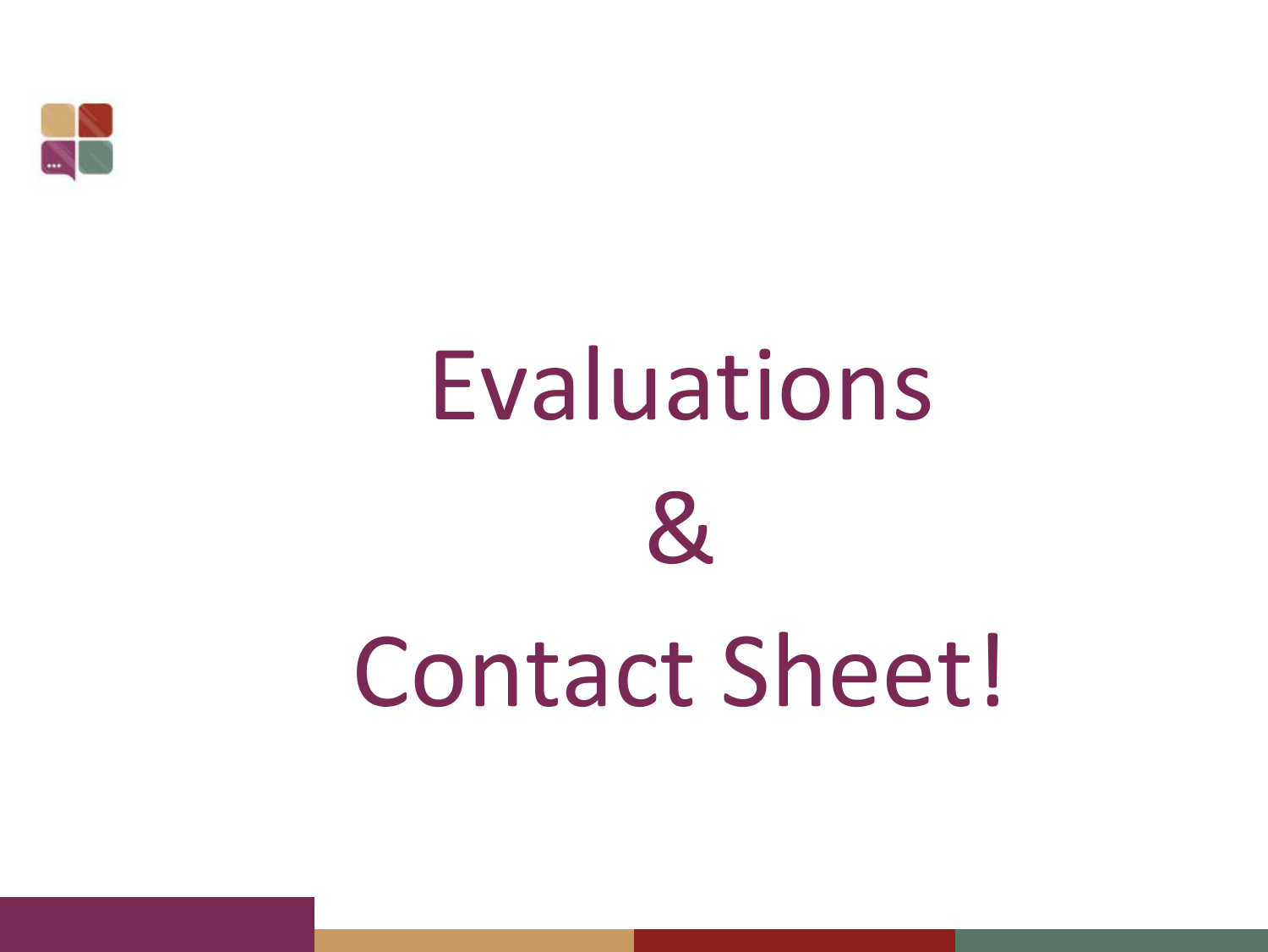# Evaluations

# &

# Contact Sheet!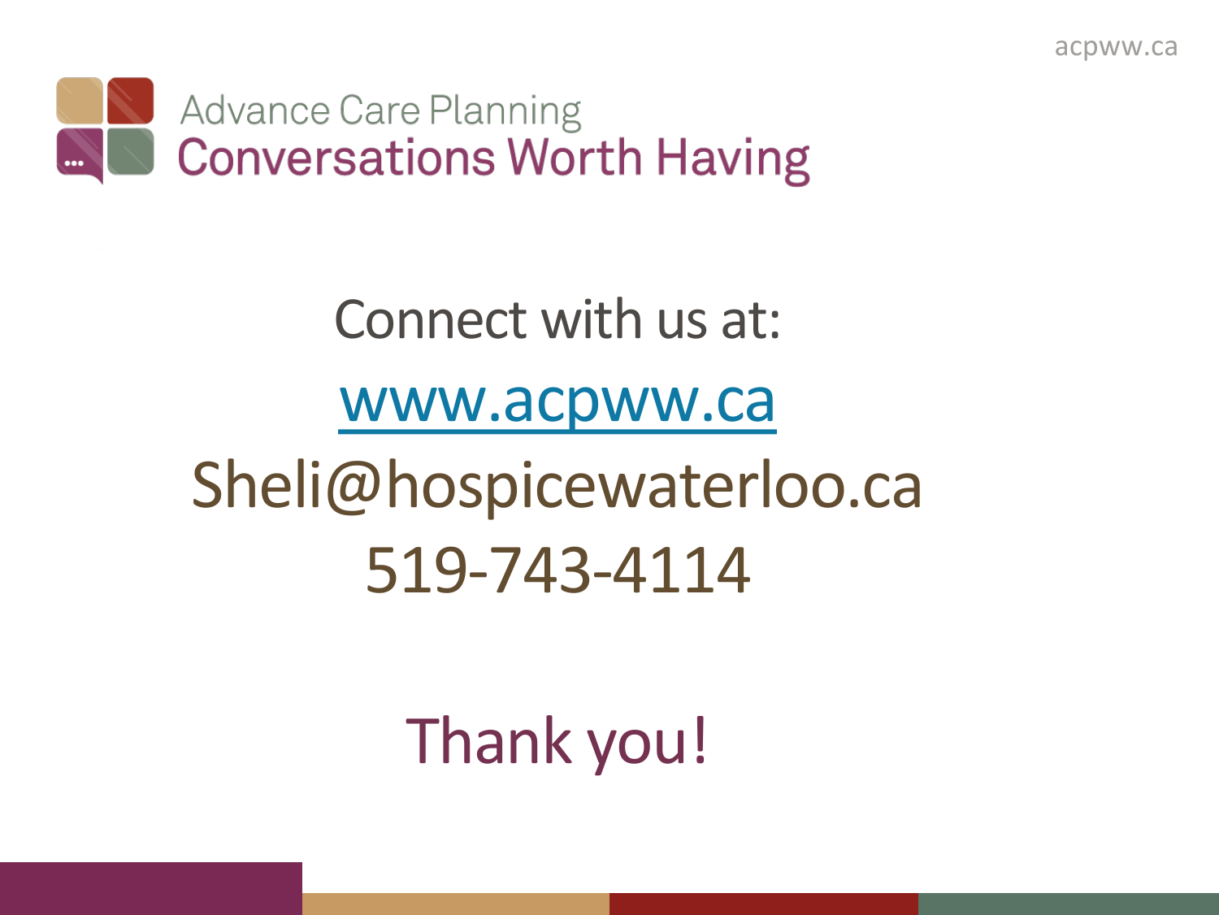Advance Care Planning

Conversations Worth Having

Connect with us at:

www.acpww.ca

Sheli@hospicewaterloo.ca

519-743-4114

Thank you!